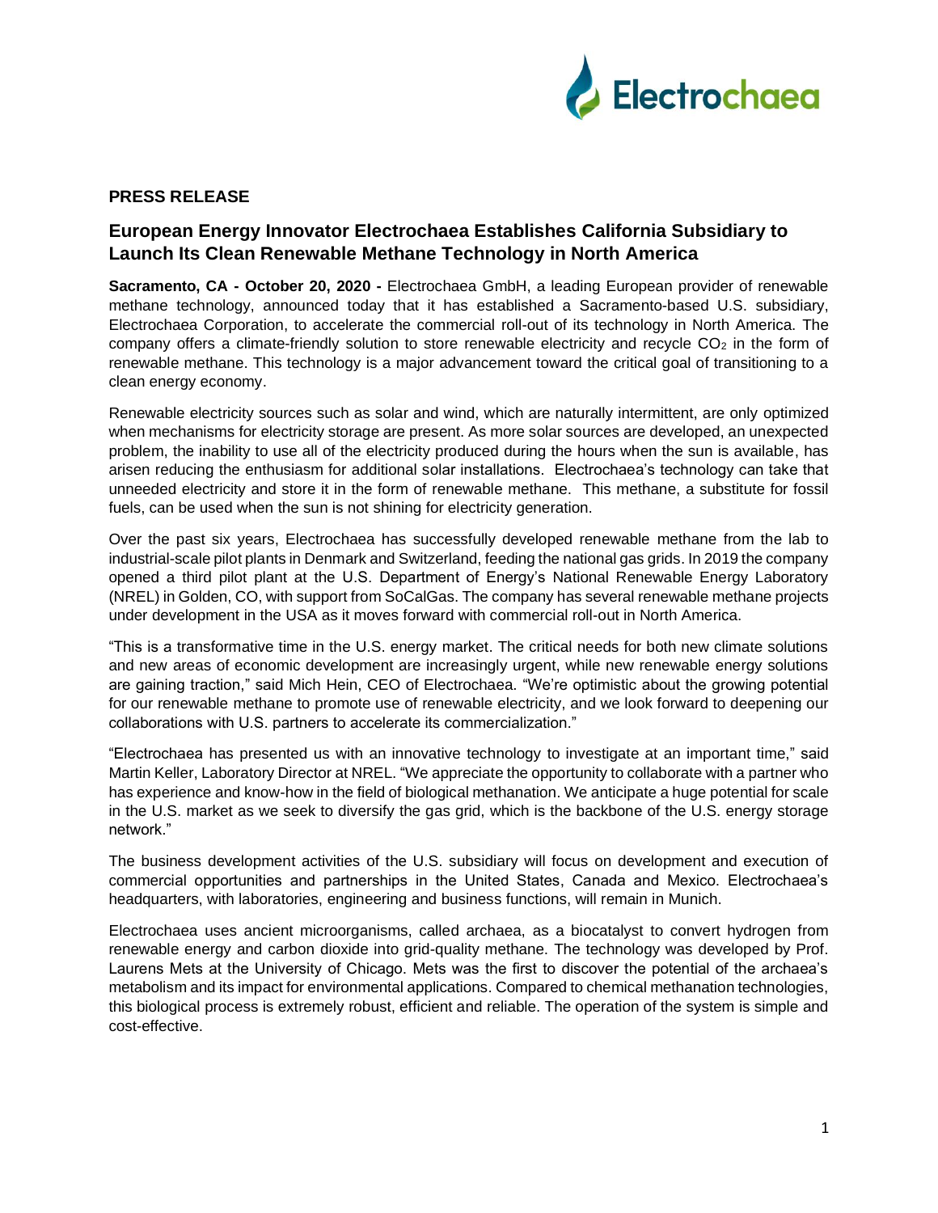Electrochaea

**PRESS RELEASE**

## European Energy Innovator Electrochaea Establishes California Subsidiary to Launch Its Clean Renewable Methane Technology in North America

**Sacramento, CA - October 20, 2020 -** Electrochaea GmbH, a leading European provider of renewable methane technology, announced today that it has established a Sacramento-based U.S. subsidiary, Electrochaea Corporation, to accelerate the commercial roll-out of its technology in North America. The company offers a climate-friendly solution to store renewable electricity and recycle $CO_2$ in the form of renewable methane. This technology is a major advancement toward the critical goal of transitioning to a clean energy economy.

Renewable electricity sources such as solar and wind, which are naturally intermittent, are only optimized when mechanisms for electricity storage are present. As more solar sources are developed, an unexpected problem, the inability to use all of the electricity produced during the hours when the sun is available, has arisen reducing the enthusiasm for additional solar installations. Electrochaea's technology can take that unneeded electricity and store it in the form of renewable methane. This methane, a substitute for fossil fuels, can be used when the sun is not shining for electricity generation.

Over the past six years, Electrochaea has successfully developed renewable methane from the lab to industrial-scale pilot plants in Denmark and Switzerland, feeding the national gas grids. In 2019 the company opened a third pilot plant at the U.S. Department of Energy's National Renewable Energy Laboratory (NREL) in Golden, CO, with support from SoCalGas. The company has several renewable methane projects under development in the USA as it moves forward with commercial roll-out in North America.

"This is a transformative time in the U.S. energy market. The critical needs for both new climate solutions and new areas of economic development are increasingly urgent, while new renewable energy solutions are gaining traction," said Mich Hein, CEO of Electrochaea. "We're optimistic about the growing potential for our renewable methane to promote use of renewable electricity, and we look forward to deepening our collaborations with U.S. partners to accelerate its commercialization."

"Electrochaea has presented us with an innovative technology to investigate at an important time," said Martin Keller, Laboratory Director at NREL. "We appreciate the opportunity to collaborate with a partner who has experience and know-how in the field of biological methanation. We anticipate a huge potential for scale in the U.S. market as we seek to diversify the gas grid, which is the backbone of the U.S. energy storage network."

The business development activities of the U.S. subsidiary will focus on development and execution of commercial opportunities and partnerships in the United States, Canada and Mexico. Electrochaea's headquarters, with laboratories, engineering and business functions, will remain in Munich.

Electrochaea uses ancient microorganisms, called archaea, as a biocatalyst to convert hydrogen from renewable energy and carbon dioxide into grid-quality methane. The technology was developed by Prof. Laurens Mets at the University of Chicago. Mets was the first to discover the potential of the archaea's metabolism and its impact for environmental applications. Compared to chemical methanation technologies, this biological process is extremely robust, efficient and reliable. The operation of the system is simple and cost-effective.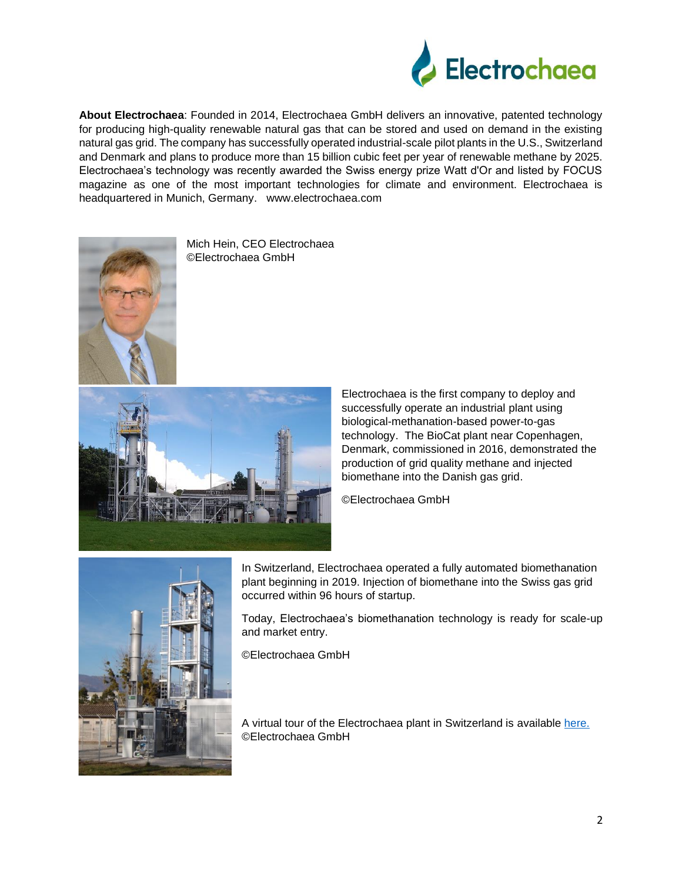**About Electrochaea**: Founded in 2014, Electrochaea GmbH delivers an innovative, patented technology for producing high-quality renewable natural gas that can be stored and used on demand in the existing natural gas grid. The company has successfully operated industrial-scale pilot plants in the U.S., Switzerland and Denmark and plans to produce more than 15 billion cubic feet per year of renewable methane by 2025. Electrochaea's technology was recently awarded the Swiss energy prize Watt d'Or and listed by FOCUS magazine as one of the most important technologies for climate and environment. Electrochaea is headquartered in Munich, Germany. www.electrochaea.com

Mich Hein, CEO Electrochaea
©Electrochaea GmbH

Electrochaea is the first company to deploy and successfully operate an industrial plant using biological-methanation-based power-to-gas technology. The BioCat plant near Copenhagen, Denmark, commissioned in 2016, demonstrated the production of grid quality methane and injected biomethane into the Danish gas grid.

©Electrochaea GmbH

In Switzerland, Electrochaea operated a fully automated biomethanation plant beginning in 2019. Injection of biomethane into the Swiss gas grid occurred within 96 hours of startup.

Today, Electrochaea's biomethanation technology is ready for scale-up and market entry.

©Electrochaea GmbH

A virtual tour of the Electrochaea plant in Switzerland is available here.
©Electrochaea GmbH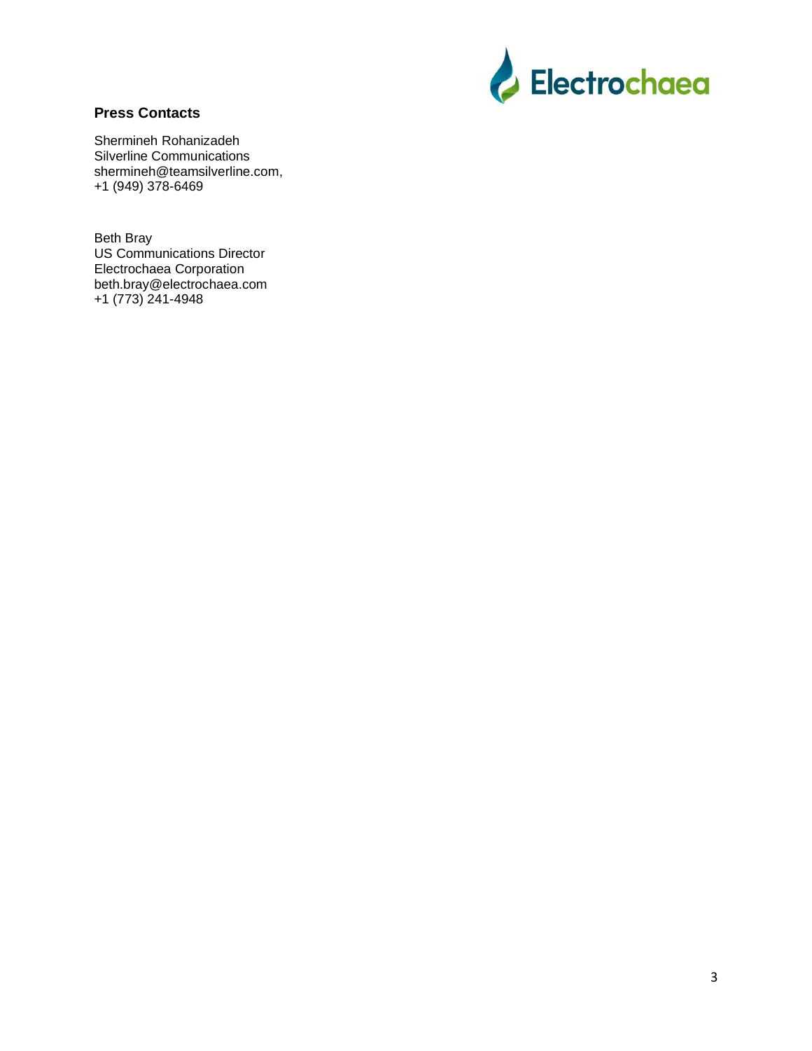**Press Contacts**

Shermineh Rohanizadeh
Silverline Communications
shermineh@teamsilverline.com,
+1 (949) 378-6469

Beth Bray
US Communications Director
Electrochaea Corporation
beth.bray@electrochaea.com
+1 (773) 241-4948